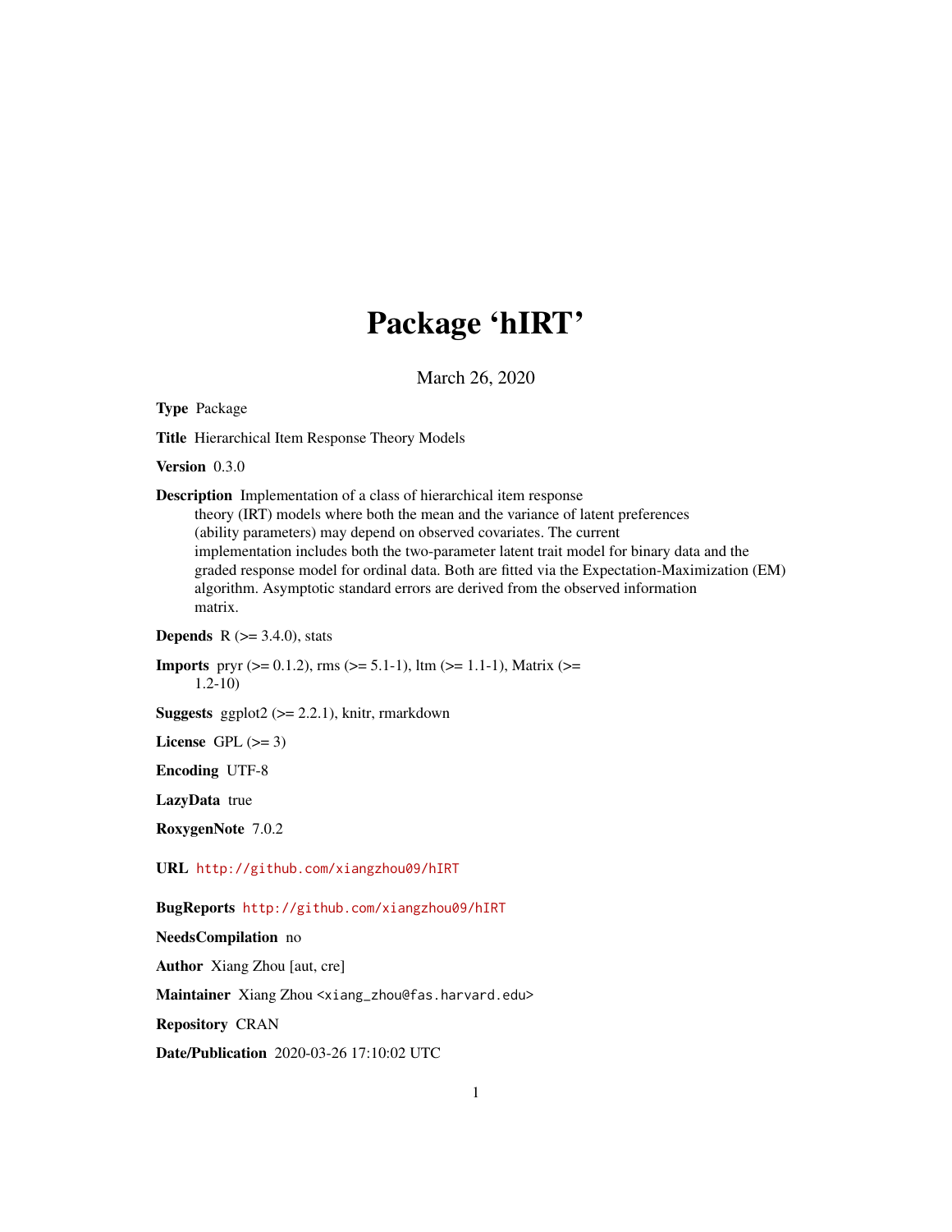# Package 'hIRT'

March 26, 2020

**Type** Package

**Title** Hierarchical Item Response Theory Models

**Version** 0.3.0

**Description** Implementation of a class of hierarchical item response theory (IRT) models where both the mean and the variance of latent preferences (ability parameters) may depend on observed covariates. The current implementation includes both the two-parameter latent trait model for binary data and the graded response model for ordinal data. Both are fitted via the Expectation-Maximization (EM) algorithm. Asymptotic standard errors are derived from the observed information matrix.

**Depends** R (>= 3.4.0), stats

**Imports** pryr (>= 0.1.2), rms (>= 5.1-1), ltm (>= 1.1-1), Matrix (>= 1.2-10)

**Suggests** ggplot2 (>= 2.2.1), knitr, rmarkdown

**License** GPL (>= 3)

**Encoding** UTF-8

**LazyData** true

**RoxygenNote** 7.0.2

**URL** http://github.com/xiangzhou09/hIRT

**BugReports** http://github.com/xiangzhou09/hIRT

**NeedsCompilation** no

**Author** Xiang Zhou [aut, cre]

**Maintainer** Xiang Zhou <xiang_zhou@fas.harvard.edu>

**Repository** CRAN

**Date/Publication** 2020-03-26 17:10:02 UTC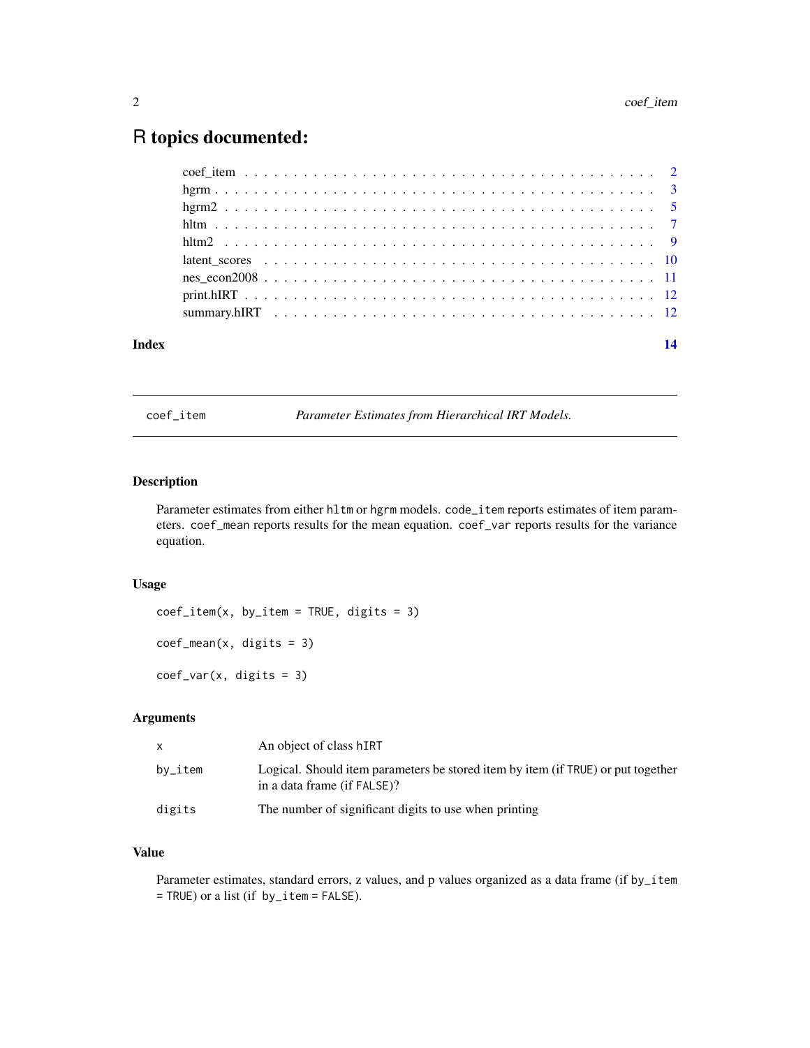# R topics documented:

- coef_item . . . . . . . . . . . . . . . . . . . . . . . . . . . . . . . . . . . . . . . 2
- hgrm . . . . . . . . . . . . . . . . . . . . . . . . . . . . . . . . . . . . . . . . . . 3
- hgrm2 . . . . . . . . . . . . . . . . . . . . . . . . . . . . . . . . . . . . . . . . . 5
- hltm . . . . . . . . . . . . . . . . . . . . . . . . . . . . . . . . . . . . . . . . . . 7
- hltm2 . . . . . . . . . . . . . . . . . . . . . . . . . . . . . . . . . . . . . . . . . 9
- latent_scores . . . . . . . . . . . . . . . . . . . . . . . . . . . . . . . . . . . . 10
- nes_econ2008 . . . . . . . . . . . . . . . . . . . . . . . . . . . . . . . . . . . . 11
- print.hIRT . . . . . . . . . . . . . . . . . . . . . . . . . . . . . . . . . . . . . . 12
- summary.hIRT . . . . . . . . . . . . . . . . . . . . . . . . . . . . . . . . . . . . 12

**Index** **14**

---

## coef_item — *Parameter Estimates from Hierarchical IRT Models.*

---

### Description

Parameter estimates from either `hltm` or `hgrm` models. `code_item` reports estimates of item parameters. `coef_mean` reports results for the mean equation. `coef_var` reports results for the variance equation.

### Usage

```
coef_item(x, by_item = TRUE, digits = 3)

coef_mean(x, digits = 3)

coef_var(x, digits = 3)
```

### Arguments

| | |
|---|---|
| `x` | An object of class `hIRT` |
| `by_item` | Logical. Should item parameters be stored item by item (if `TRUE`) or put together in a data frame (if `FALSE`)? |
| `digits` | The number of significant digits to use when printing |

### Value

Parameter estimates, standard errors, z values, and p values organized as a data frame (if `by_item = TRUE`) or a list (if `by_item = FALSE`).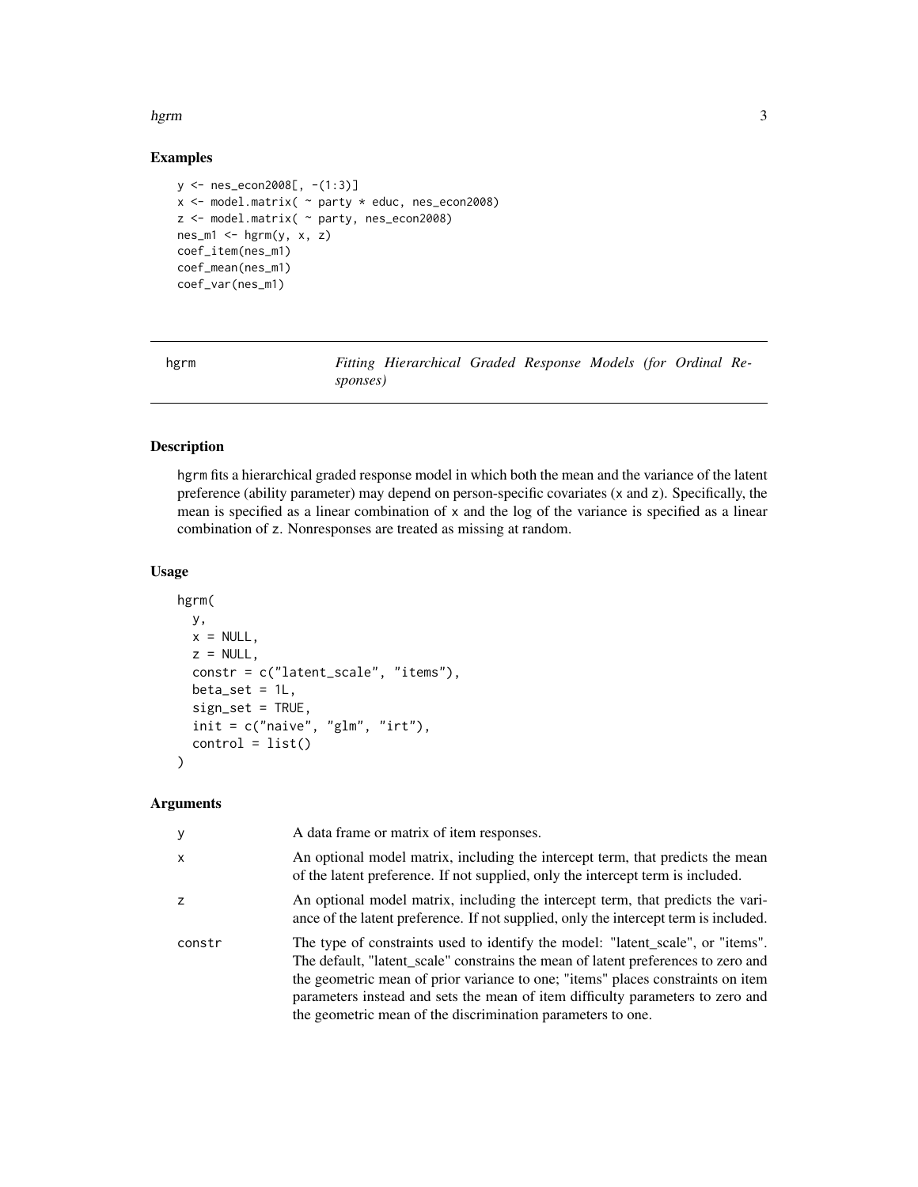## Examples

```
y <- nes_econ2008[, -(1:3)]
x <- model.matrix( ~ party * educ, nes_econ2008)
z <- model.matrix( ~ party, nes_econ2008)
nes_m1 <- hgrm(y, x, z)
coef_item(nes_m1)
coef_mean(nes_m1)
coef_var(nes_m1)
```

---

# hgrm — *Fitting Hierarchical Graded Response Models (for Ordinal Responses)*

---

## Description

hgrm fits a hierarchical graded response model in which both the mean and the variance of the latent preference (ability parameter) may depend on person-specific covariates (x and z). Specifically, the mean is specified as a linear combination of x and the log of the variance is specified as a linear combination of z. Nonresponses are treated as missing at random.

## Usage

```
hgrm(
  y,
  x = NULL,
  z = NULL,
  constr = c("latent_scale", "items"),
  beta_set = 1L,
  sign_set = TRUE,
  init = c("naive", "glm", "irt"),
  control = list()
)
```

## Arguments

| | |
|---|---|
| y | A data frame or matrix of item responses. |
| x | An optional model matrix, including the intercept term, that predicts the mean of the latent preference. If not supplied, only the intercept term is included. |
| z | An optional model matrix, including the intercept term, that predicts the variance of the latent preference. If not supplied, only the intercept term is included. |
| constr | The type of constraints used to identify the model: "latent_scale", or "items". The default, "latent_scale" constrains the mean of latent preferences to zero and the geometric mean of prior variance to one; "items" places constraints on item parameters instead and sets the mean of item difficulty parameters to zero and the geometric mean of the discrimination parameters to one. |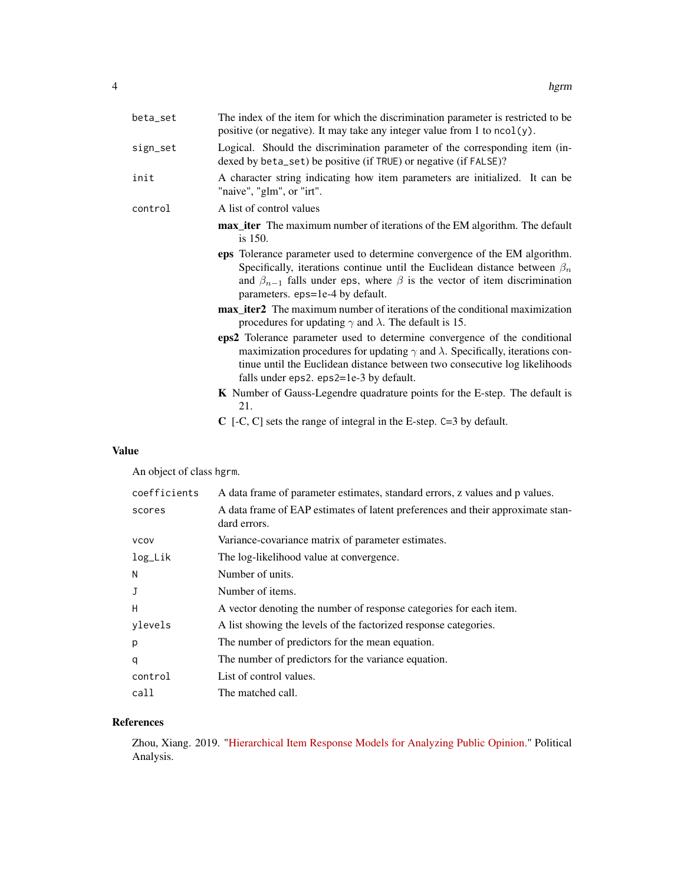| | |
|---|---|
| beta_set | The index of the item for which the discrimination parameter is restricted to be positive (or negative). It may take any integer value from 1 to `ncol(y)`. |
| sign_set | Logical. Should the discrimination parameter of the corresponding item (indexed by `beta_set`) be positive (if `TRUE`) or negative (if `FALSE`)? |
| init | A character string indicating how item parameters are initialized. It can be "naive", "glm", or "irt". |
| control | A list of control values |

- **max_iter** The maximum number of iterations of the EM algorithm. The default is 150.
- **eps** Tolerance parameter used to determine convergence of the EM algorithm. Specifically, iterations continue until the Euclidean distance between $\beta_n$ and $\beta_{n-1}$ falls under `eps`, where $\beta$ is the vector of item discrimination parameters. `eps=1e-4` by default.
- **max_iter2** The maximum number of iterations of the conditional maximization procedures for updating $\gamma$ and $\lambda$. The default is 15.
- **eps2** Tolerance parameter used to determine convergence of the conditional maximization procedures for updating $\gamma$ and $\lambda$. Specifically, iterations continue until the Euclidean distance between two consecutive log likelihoods falls under `eps2`. `eps2=1e-3` by default.
- **K** Number of Gauss-Legendre quadrature points for the E-step. The default is 21.
- **C** [-C, C] sets the range of integral in the E-step. `C=3` by default.

## Value

An object of class `hgrm`.

| | |
|---|---|
| coefficients | A data frame of parameter estimates, standard errors, z values and p values. |
| scores | A data frame of EAP estimates of latent preferences and their approximate standard errors. |
| vcov | Variance-covariance matrix of parameter estimates. |
| log_Lik | The log-likelihood value at convergence. |
| N | Number of units. |
| J | Number of items. |
| H | A vector denoting the number of response categories for each item. |
| ylevels | A list showing the levels of the factorized response categories. |
| p | The number of predictors for the mean equation. |
| q | The number of predictors for the variance equation. |
| control | List of control values. |
| call | The matched call. |

## References

Zhou, Xiang. 2019. "Hierarchical Item Response Models for Analyzing Public Opinion." Political Analysis.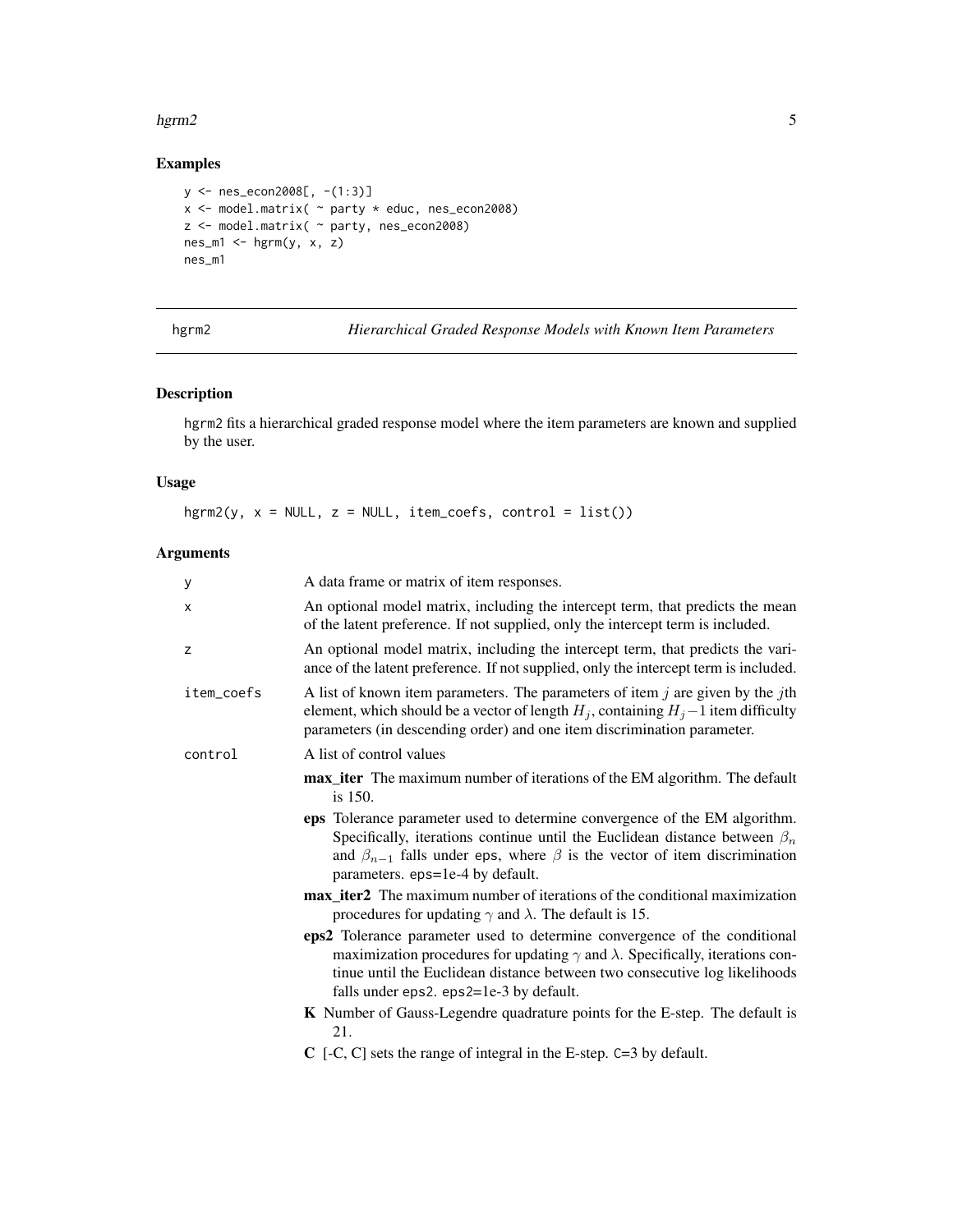## Examples

```
y <- nes_econ2008[, -(1:3)]
x <- model.matrix( ~ party * educ, nes_econ2008)
z <- model.matrix( ~ party, nes_econ2008)
nes_m1 <- hgrm(y, x, z)
nes_m1
```

---

# hgrm2 — *Hierarchical Graded Response Models with Known Item Parameters*

## Description

hgrm2 fits a hierarchical graded response model where the item parameters are known and supplied by the user.

## Usage

```
hgrm2(y, x = NULL, z = NULL, item_coefs, control = list())
```

## Arguments

| | |
|---|---|
| y | A data frame or matrix of item responses. |
| x | An optional model matrix, including the intercept term, that predicts the mean of the latent preference. If not supplied, only the intercept term is included. |
| z | An optional model matrix, including the intercept term, that predicts the variance of the latent preference. If not supplied, only the intercept term is included. |
| item_coefs | A list of known item parameters. The parameters of item $j$ are given by the $j$th element, which should be a vector of length $H_j$, containing $H_j - 1$ item difficulty parameters (in descending order) and one item discrimination parameter. |
| control | A list of control values |

- **max_iter** The maximum number of iterations of the EM algorithm. The default is 150.
- **eps** Tolerance parameter used to determine convergence of the EM algorithm. Specifically, iterations continue until the Euclidean distance between $\beta_n$ and $\beta_{n-1}$ falls under eps, where $\beta$ is the vector of item discrimination parameters. eps=1e-4 by default.
- **max_iter2** The maximum number of iterations of the conditional maximization procedures for updating $\gamma$ and $\lambda$. The default is 15.
- **eps2** Tolerance parameter used to determine convergence of the conditional maximization procedures for updating $\gamma$ and $\lambda$. Specifically, iterations continue until the Euclidean distance between two consecutive log likelihoods falls under eps2. eps2=1e-3 by default.
- **K** Number of Gauss-Legendre quadrature points for the E-step. The default is 21.
- **C** [-C, C] sets the range of integral in the E-step. C=3 by default.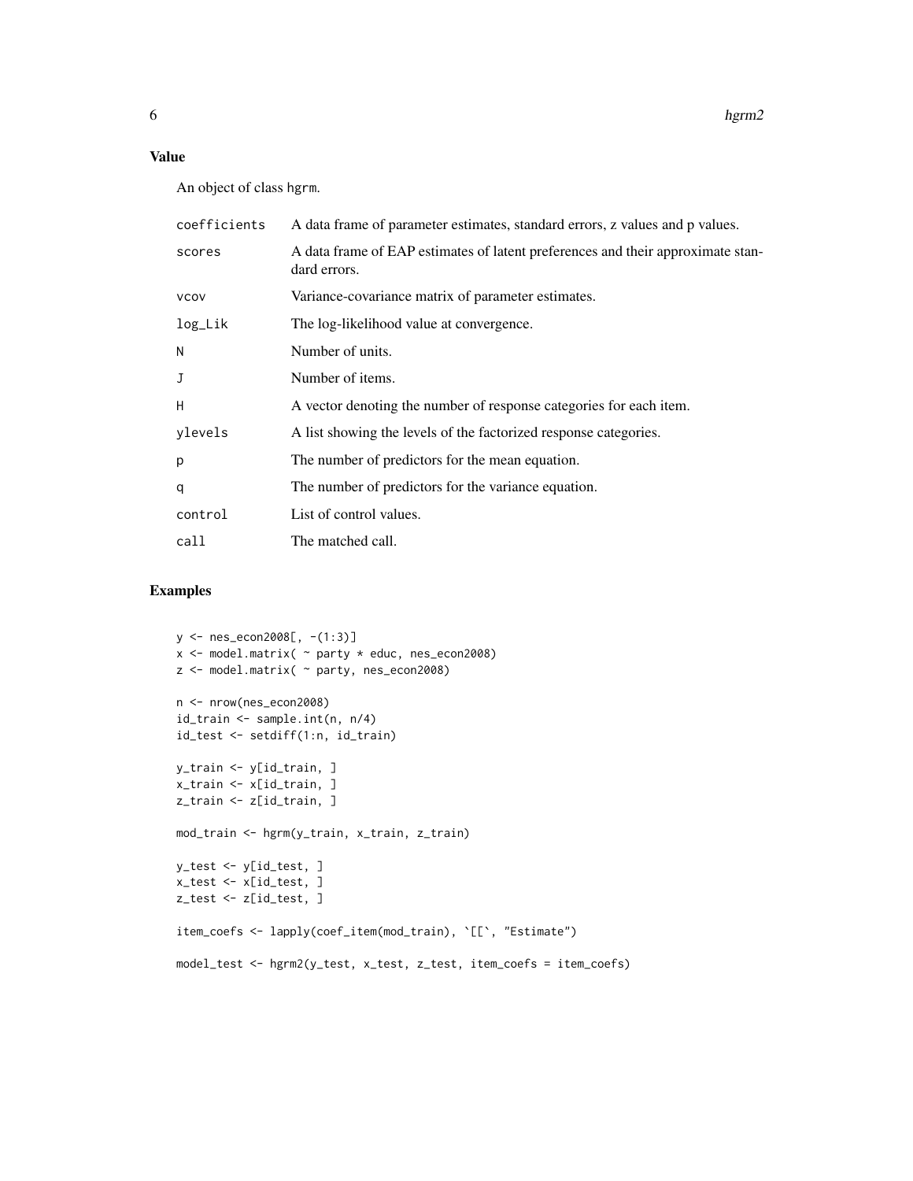## Value

An object of class hgrm.

| | |
|---|---|
| coefficients | A data frame of parameter estimates, standard errors, z values and p values. |
| scores | A data frame of EAP estimates of latent preferences and their approximate standard errors. |
| vcov | Variance-covariance matrix of parameter estimates. |
| log_Lik | The log-likelihood value at convergence. |
| N | Number of units. |
| J | Number of items. |
| H | A vector denoting the number of response categories for each item. |
| ylevels | A list showing the levels of the factorized response categories. |
| p | The number of predictors for the mean equation. |
| q | The number of predictors for the variance equation. |
| control | List of control values. |
| call | The matched call. |

## Examples

```
y <- nes_econ2008[, -(1:3)]
x <- model.matrix( ~ party * educ, nes_econ2008)
z <- model.matrix( ~ party, nes_econ2008)

n <- nrow(nes_econ2008)
id_train <- sample.int(n, n/4)
id_test <- setdiff(1:n, id_train)

y_train <- y[id_train, ]
x_train <- x[id_train, ]
z_train <- z[id_train, ]

mod_train <- hgrm(y_train, x_train, z_train)

y_test <- y[id_test, ]
x_test <- x[id_test, ]
z_test <- z[id_test, ]

item_coefs <- lapply(coef_item(mod_train), `[[`, "Estimate")

model_test <- hgrm2(y_test, x_test, z_test, item_coefs = item_coefs)
```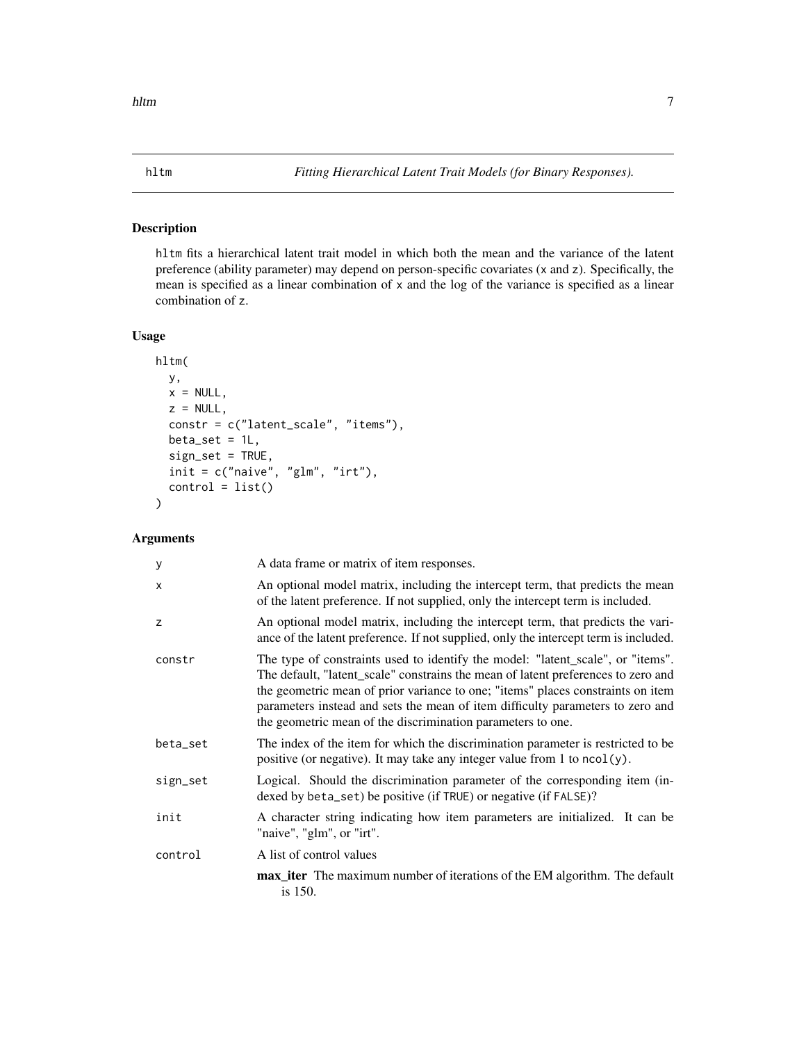# hltm — *Fitting Hierarchical Latent Trait Models (for Binary Responses).*

## Description

`hltm` fits a hierarchical latent trait model in which both the mean and the variance of the latent preference (ability parameter) may depend on person-specific covariates (`x` and `z`). Specifically, the mean is specified as a linear combination of `x` and the log of the variance is specified as a linear combination of `z`.

## Usage

```
hltm(
  y,
  x = NULL,
  z = NULL,
  constr = c("latent_scale", "items"),
  beta_set = 1L,
  sign_set = TRUE,
  init = c("naive", "glm", "irt"),
  control = list()
)
```

## Arguments

| | |
|---|---|
| `y` | A data frame or matrix of item responses. |
| `x` | An optional model matrix, including the intercept term, that predicts the mean of the latent preference. If not supplied, only the intercept term is included. |
| `z` | An optional model matrix, including the intercept term, that predicts the variance of the latent preference. If not supplied, only the intercept term is included. |
| `constr` | The type of constraints used to identify the model: "latent_scale", or "items". The default, "latent_scale" constrains the mean of latent preferences to zero and the geometric mean of prior variance to one; "items" places constraints on item parameters instead and sets the mean of item difficulty parameters to zero and the geometric mean of the discrimination parameters to one. |
| `beta_set` | The index of the item for which the discrimination parameter is restricted to be positive (or negative). It may take any integer value from 1 to `ncol(y)`. |
| `sign_set` | Logical. Should the discrimination parameter of the corresponding item (indexed by `beta_set`) be positive (if `TRUE`) or negative (if `FALSE`)? |
| `init` | A character string indicating how item parameters are initialized. It can be "naive", "glm", or "irt". |
| `control` | A list of control values<br>**max_iter** The maximum number of iterations of the EM algorithm. The default is 150. |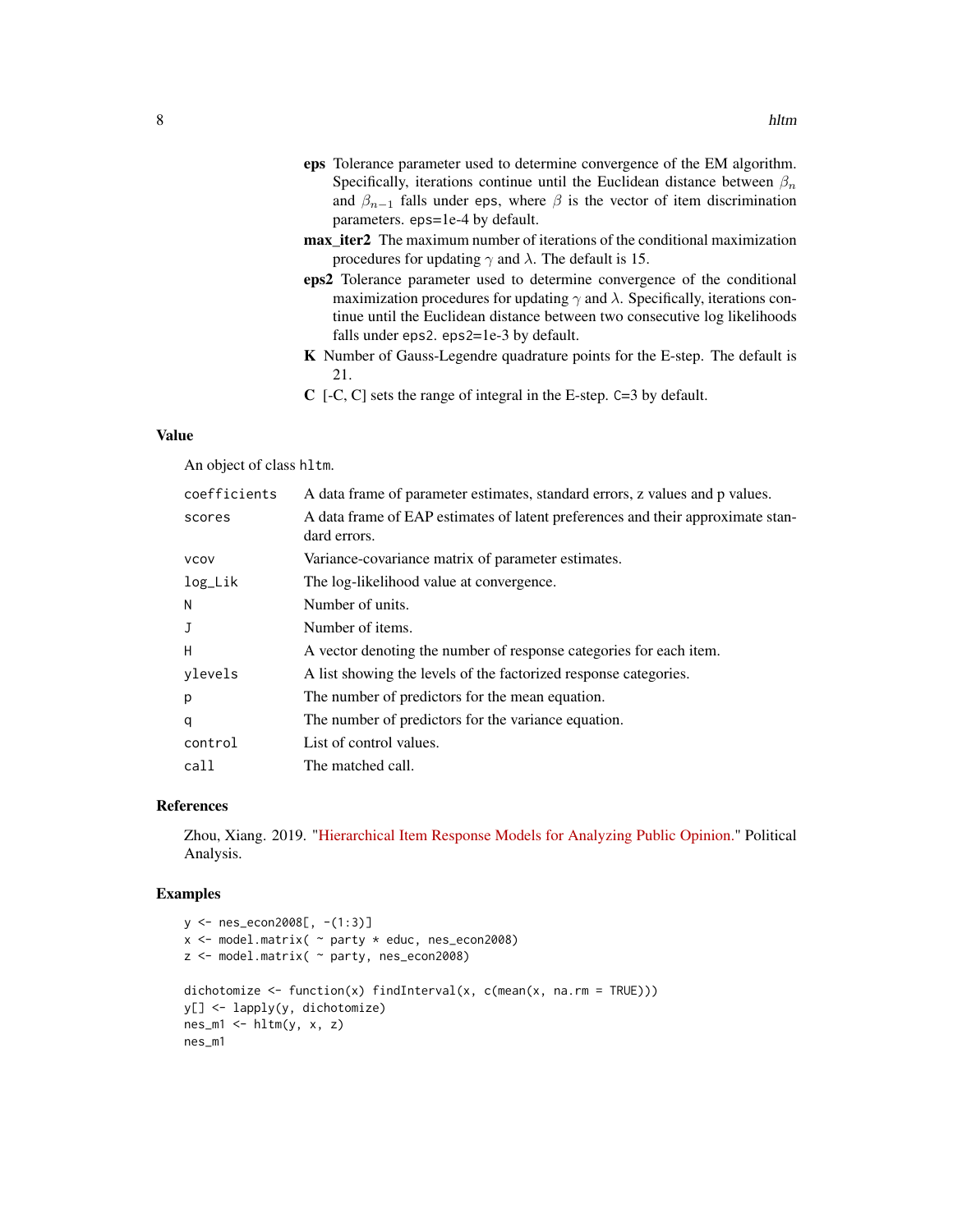**eps** Tolerance parameter used to determine convergence of the EM algorithm. Specifically, iterations continue until the Euclidean distance between $\beta_n$ and $\beta_{n-1}$ falls under `eps`, where $\beta$ is the vector of item discrimination parameters. `eps=1e-4` by default.

**max_iter2** The maximum number of iterations of the conditional maximization procedures for updating $\gamma$ and $\lambda$. The default is 15.

**eps2** Tolerance parameter used to determine convergence of the conditional maximization procedures for updating $\gamma$ and $\lambda$. Specifically, iterations continue until the Euclidean distance between two consecutive log likelihoods falls under `eps2`. `eps2=1e-3` by default.

**K** Number of Gauss-Legendre quadrature points for the E-step. The default is 21.

**C** [-C, C] sets the range of integral in the E-step. `C=3` by default.

## Value

An object of class `hltm`.

| | |
|---|---|
| `coefficients` | A data frame of parameter estimates, standard errors, z values and p values. |
| `scores` | A data frame of EAP estimates of latent preferences and their approximate standard errors. |
| `vcov` | Variance-covariance matrix of parameter estimates. |
| `log_Lik` | The log-likelihood value at convergence. |
| `N` | Number of units. |
| `J` | Number of items. |
| `H` | A vector denoting the number of response categories for each item. |
| `ylevels` | A list showing the levels of the factorized response categories. |
| `p` | The number of predictors for the mean equation. |
| `q` | The number of predictors for the variance equation. |
| `control` | List of control values. |
| `call` | The matched call. |

## References

Zhou, Xiang. 2019. "Hierarchical Item Response Models for Analyzing Public Opinion." Political Analysis.

## Examples

```
y <- nes_econ2008[, -(1:3)]
x <- model.matrix( ~ party * educ, nes_econ2008)
z <- model.matrix( ~ party, nes_econ2008)

dichotomize <- function(x) findInterval(x, c(mean(x, na.rm = TRUE)))
y[] <- lapply(y, dichotomize)
nes_m1 <- hltm(y, x, z)
nes_m1
```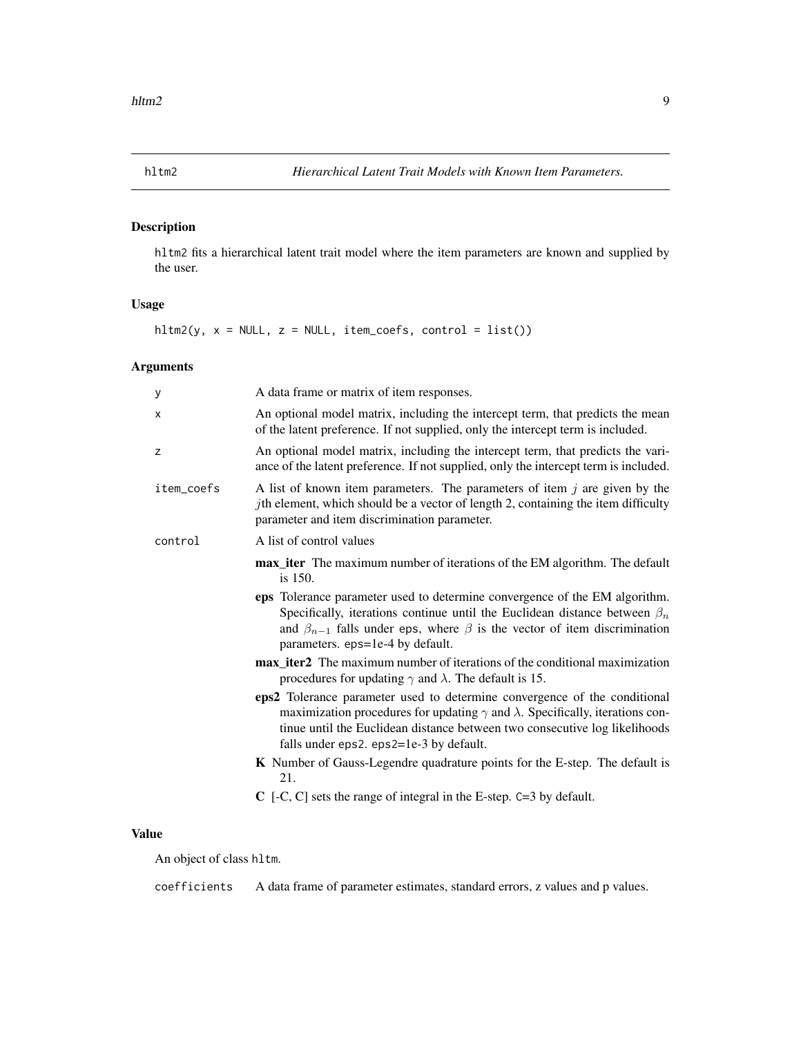`hltm2` *Hierarchical Latent Trait Models with Known Item Parameters.*

### Description

hltm2 fits a hierarchical latent trait model where the item parameters are known and supplied by the user.

### Usage

```
hltm2(y, x = NULL, z = NULL, item_coefs, control = list())
```

### Arguments

- `y` — A data frame or matrix of item responses.
- `x` — An optional model matrix, including the intercept term, that predicts the mean of the latent preference. If not supplied, only the intercept term is included.
- `z` — An optional model matrix, including the intercept term, that predicts the variance of the latent preference. If not supplied, only the intercept term is included.
- `item_coefs` — A list of known item parameters. The parameters of item $j$ are given by the $j$th element, which should be a vector of length 2, containing the item difficulty parameter and item discrimination parameter.
- `control` — A list of control values
  - **max_iter** The maximum number of iterations of the EM algorithm. The default is 150.
  - **eps** Tolerance parameter used to determine convergence of the EM algorithm. Specifically, iterations continue until the Euclidean distance between $\beta_n$ and $\beta_{n-1}$ falls under eps, where $\beta$ is the vector of item discrimination parameters. eps=1e-4 by default.
  - **max_iter2** The maximum number of iterations of the conditional maximization procedures for updating $\gamma$ and $\lambda$. The default is 15.
  - **eps2** Tolerance parameter used to determine convergence of the conditional maximization procedures for updating $\gamma$ and $\lambda$. Specifically, iterations continue until the Euclidean distance between two consecutive log likelihoods falls under eps2. eps2=1e-3 by default.
  - **K** Number of Gauss-Legendre quadrature points for the E-step. The default is 21.
  - **C** [-C, C] sets the range of integral in the E-step. C=3 by default.

### Value

An object of class hltm.

- `coefficients` — A data frame of parameter estimates, standard errors, z values and p values.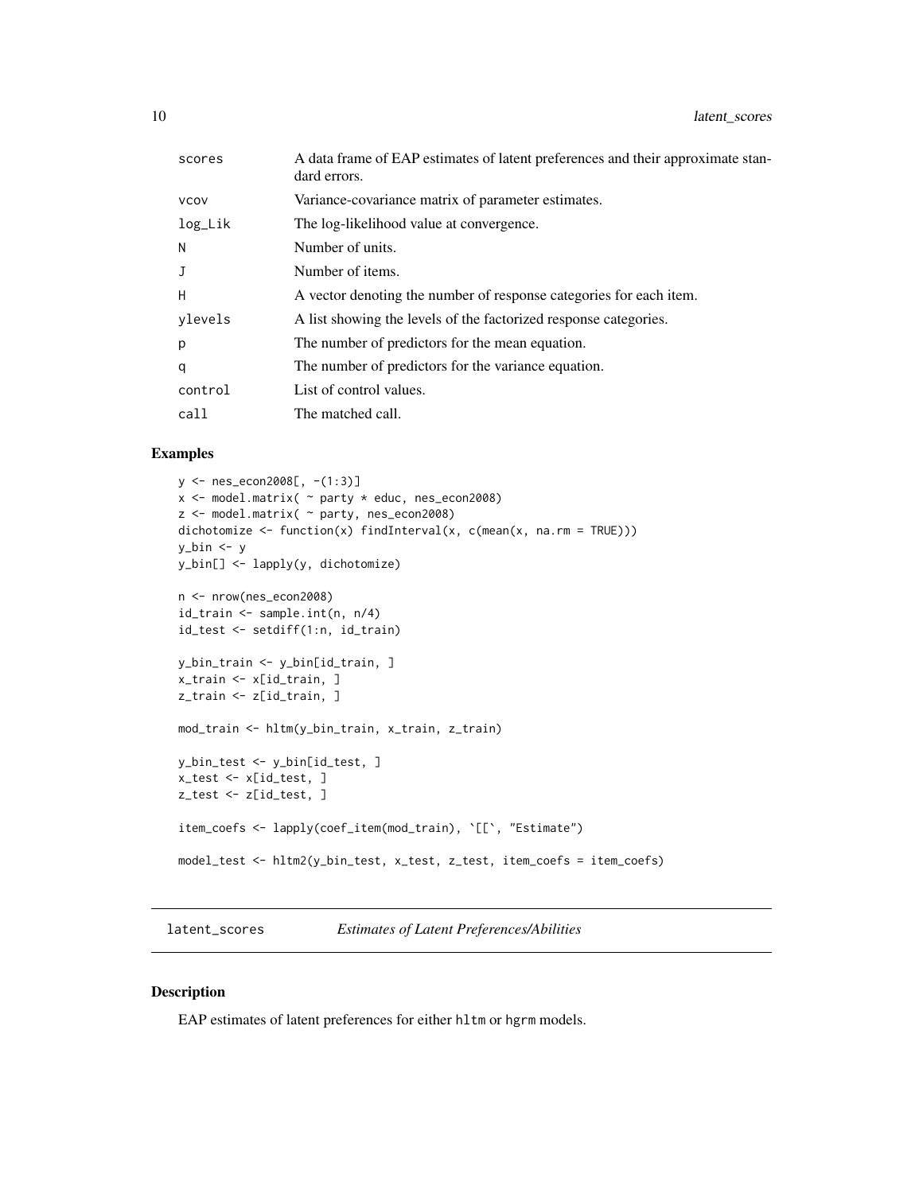| | |
|---|---|
| scores | A data frame of EAP estimates of latent preferences and their approximate standard errors. |
| vcov | Variance-covariance matrix of parameter estimates. |
| log_Lik | The log-likelihood value at convergence. |
| N | Number of units. |
| J | Number of items. |
| H | A vector denoting the number of response categories for each item. |
| ylevels | A list showing the levels of the factorized response categories. |
| p | The number of predictors for the mean equation. |
| q | The number of predictors for the variance equation. |
| control | List of control values. |
| call | The matched call. |

## Examples

```
y <- nes_econ2008[, -(1:3)]
x <- model.matrix( ~ party * educ, nes_econ2008)
z <- model.matrix( ~ party, nes_econ2008)
dichotomize <- function(x) findInterval(x, c(mean(x, na.rm = TRUE)))
y_bin <- y
y_bin[] <- lapply(y, dichotomize)

n <- nrow(nes_econ2008)
id_train <- sample.int(n, n/4)
id_test <- setdiff(1:n, id_train)

y_bin_train <- y_bin[id_train, ]
x_train <- x[id_train, ]
z_train <- z[id_train, ]

mod_train <- hltm(y_bin_train, x_train, z_train)

y_bin_test <- y_bin[id_test, ]
x_test <- x[id_test, ]
z_test <- z[id_test, ]

item_coefs <- lapply(coef_item(mod_train), `[[`, "Estimate")

model_test <- hltm2(y_bin_test, x_test, z_test, item_coefs = item_coefs)
```

---

# latent_scores *Estimates of Latent Preferences/Abilities*

---

## Description

EAP estimates of latent preferences for either hltm or hgrm models.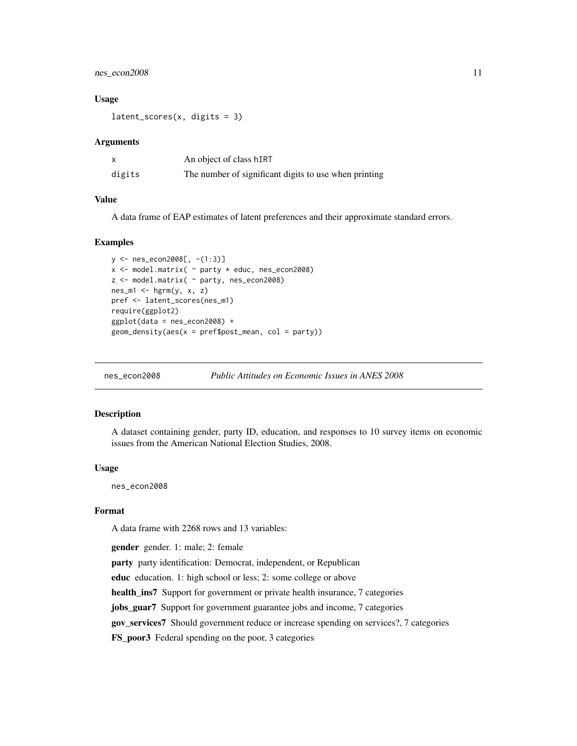### Usage

```
latent_scores(x, digits = 3)
```

### Arguments

| | |
|---|---|
| x | An object of class hIRT |
| digits | The number of significant digits to use when printing |

### Value

A data frame of EAP estimates of latent preferences and their approximate standard errors.

### Examples

```
y <- nes_econ2008[, -(1:3)]
x <- model.matrix( ~ party * educ, nes_econ2008)
z <- model.matrix( ~ party, nes_econ2008)
nes_m1 <- hgrm(y, x, z)
pref <- latent_scores(nes_m1)
require(ggplot2)
ggplot(data = nes_econ2008) +
geom_density(aes(x = pref$post_mean, col = party))
```

---

## nes_econ2008 *Public Attitudes on Economic Issues in ANES 2008*

---

### Description

A dataset containing gender, party ID, education, and responses to 10 survey items on economic issues from the American National Election Studies, 2008.

### Usage

```
nes_econ2008
```

### Format

A data frame with 2268 rows and 13 variables:

**gender** gender. 1: male; 2: female

**party** party identification: Democrat, independent, or Republican

**educ** education. 1: high school or less; 2: some college or above

**health_ins7** Support for government or private health insurance, 7 categories

**jobs_guar7** Support for government guarantee jobs and income, 7 categories

**gov_services7** Should government reduce or increase spending on services?, 7 categories

**FS_poor3** Federal spending on the poor, 3 categories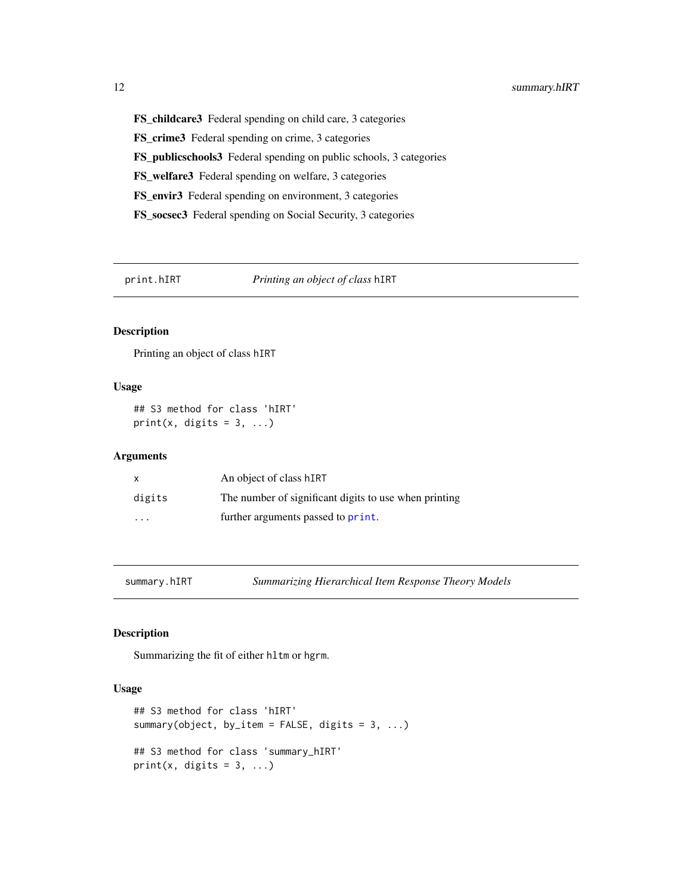**FS_childcare3** Federal spending on child care, 3 categories

**FS_crime3** Federal spending on crime, 3 categories

**FS_publicschools3** Federal spending on public schools, 3 categories

**FS_welfare3** Federal spending on welfare, 3 categories

**FS_envir3** Federal spending on environment, 3 categories

**FS_socsec3** Federal spending on Social Security, 3 categories

---

## print.hIRT — *Printing an object of class* hIRT

### Description

Printing an object of class hIRT

### Usage

```
## S3 method for class 'hIRT'
print(x, digits = 3, ...)
```

### Arguments

| | |
|---|---|
| x | An object of class hIRT |
| digits | The number of significant digits to use when printing |
| ... | further arguments passed to print. |

---

## summary.hIRT — *Summarizing Hierarchical Item Response Theory Models*

### Description

Summarizing the fit of either hltm or hgrm.

### Usage

```
## S3 method for class 'hIRT'
summary(object, by_item = FALSE, digits = 3, ...)

## S3 method for class 'summary_hIRT'
print(x, digits = 3, ...)
```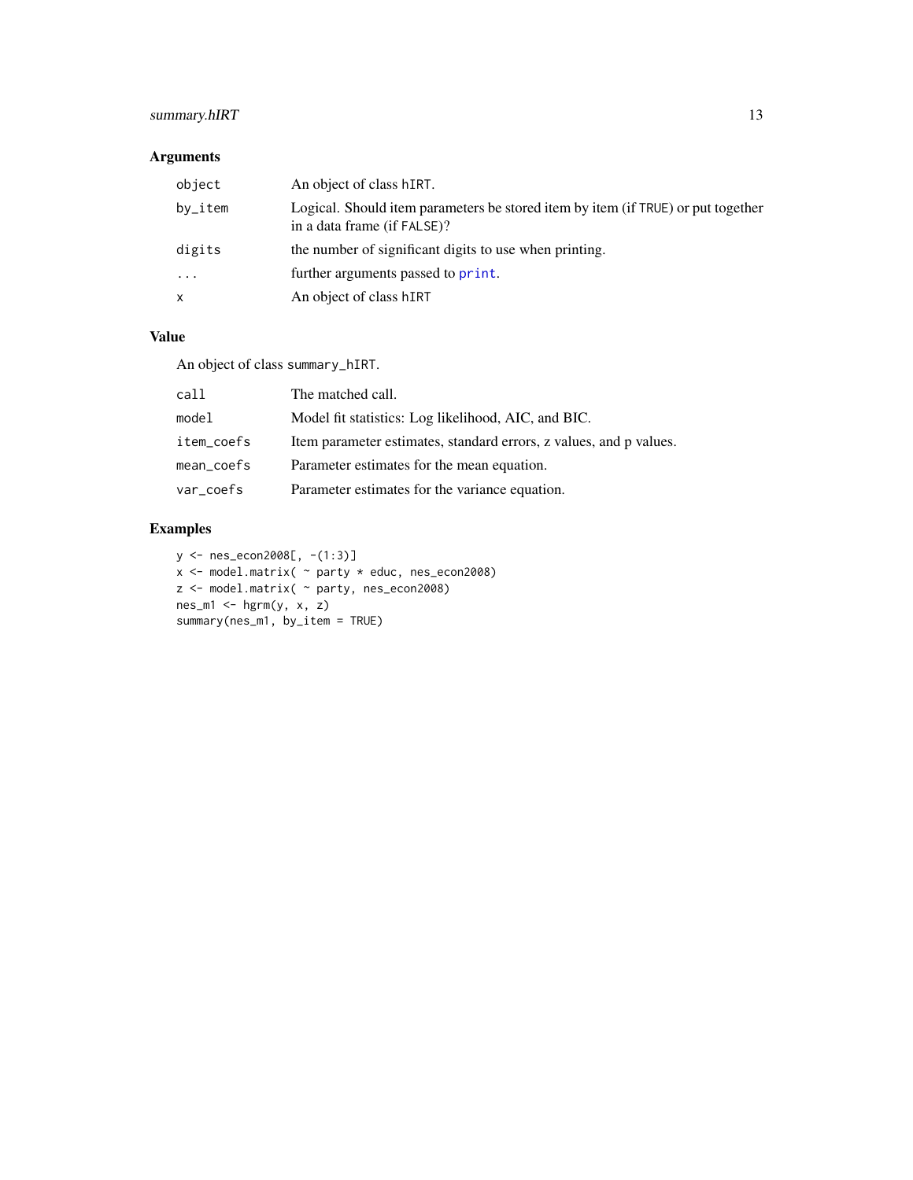## Arguments

| | |
|---|---|
| `object` | An object of class `hIRT`. |
| `by_item` | Logical. Should item parameters be stored item by item (if `TRUE`) or put together in a data frame (if `FALSE`)? |
| `digits` | the number of significant digits to use when printing. |
| `...` | further arguments passed to `print`. |
| `x` | An object of class `hIRT` |

## Value

An object of class `summary_hIRT`.

| | |
|---|---|
| `call` | The matched call. |
| `model` | Model fit statistics: Log likelihood, AIC, and BIC. |
| `item_coefs` | Item parameter estimates, standard errors, z values, and p values. |
| `mean_coefs` | Parameter estimates for the mean equation. |
| `var_coefs` | Parameter estimates for the variance equation. |

## Examples

```
y <- nes_econ2008[, -(1:3)]
x <- model.matrix( ~ party * educ, nes_econ2008)
z <- model.matrix( ~ party, nes_econ2008)
nes_m1 <- hgrm(y, x, z)
summary(nes_m1, by_item = TRUE)
```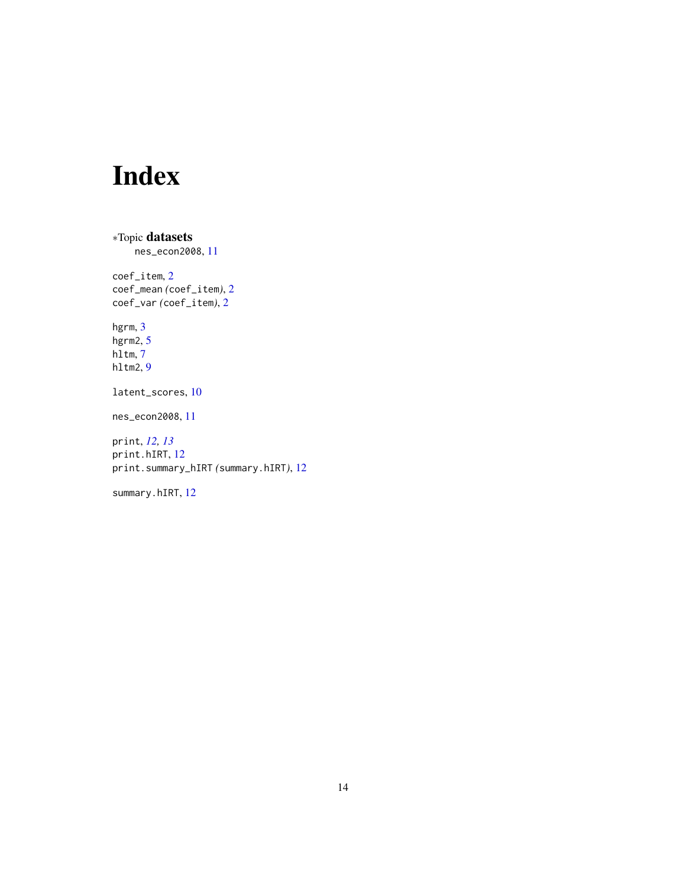# Index

∗Topic **datasets**

nes_econ2008, 11

coef_item, 2
coef_mean *(*coef_item*)*, 2
coef_var *(*coef_item*)*, 2

hgrm, 3
hgrm2, 5
hltm, 7
hltm2, 9

latent_scores, 10

nes_econ2008, 11

print, *12, 13*
print.hIRT, 12
print.summary_hIRT *(*summary.hIRT*)*, 12

summary.hIRT, 12